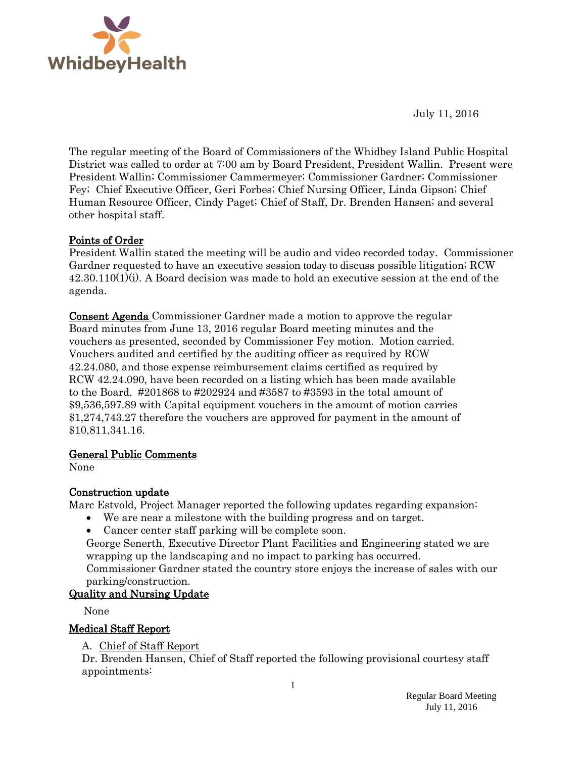July 11, 2016

The regular meeting of the Board of Commissioners of the Whidbey Island Public Hospital District was called to order at 7:00 am by Board President, President Wallin. Present were President Wallin; Commissioner Cammermeyer; Commissioner Gardner; Commissioner Fey; Chief Executive Officer, Geri Forbes; Chief Nursing Officer, Linda Gipson; Chief Human Resource Officer, Cindy Paget; Chief of Staff, Dr. Brenden Hansen; and several other hospital staff.

**Points of Order**
President Wallin stated the meeting will be audio and video recorded today. Commissioner Gardner requested to have an executive session today to discuss possible litigation; RCW 42.30.110(1)(i). A Board decision was made to hold an executive session at the end of the agenda.

**Consent Agenda** Commissioner Gardner made a motion to approve the regular Board minutes from June 13, 2016 regular Board meeting minutes and the vouchers as presented, seconded by Commissioner Fey motion. Motion carried. Vouchers audited and certified by the auditing officer as required by RCW 42.24.080, and those expense reimbursement claims certified as required by RCW 42.24.090, have been recorded on a listing which has been made available to the Board. #201868 to #202924 and #3587 to #3593 in the total amount of $9,536,597.89 with Capital equipment vouchers in the amount of motion carries $1,274,743.27 therefore the vouchers are approved for payment in the amount of $10,811,341.16.

**General Public Comments**
None

**Construction update**
Marc Estvold, Project Manager reported the following updates regarding expansion:

- We are near a milestone with the building progress and on target.
- Cancer center staff parking will be complete soon.

George Senerth, Executive Director Plant Facilities and Engineering stated we are wrapping up the landscaping and no impact to parking has occurred.
Commissioner Gardner stated the country store enjoys the increase of sales with our parking/construction.

**Quality and Nursing Update**

None

**Medical Staff Report**

A. Chief of Staff Report
Dr. Brenden Hansen, Chief of Staff reported the following provisional courtesy staff appointments: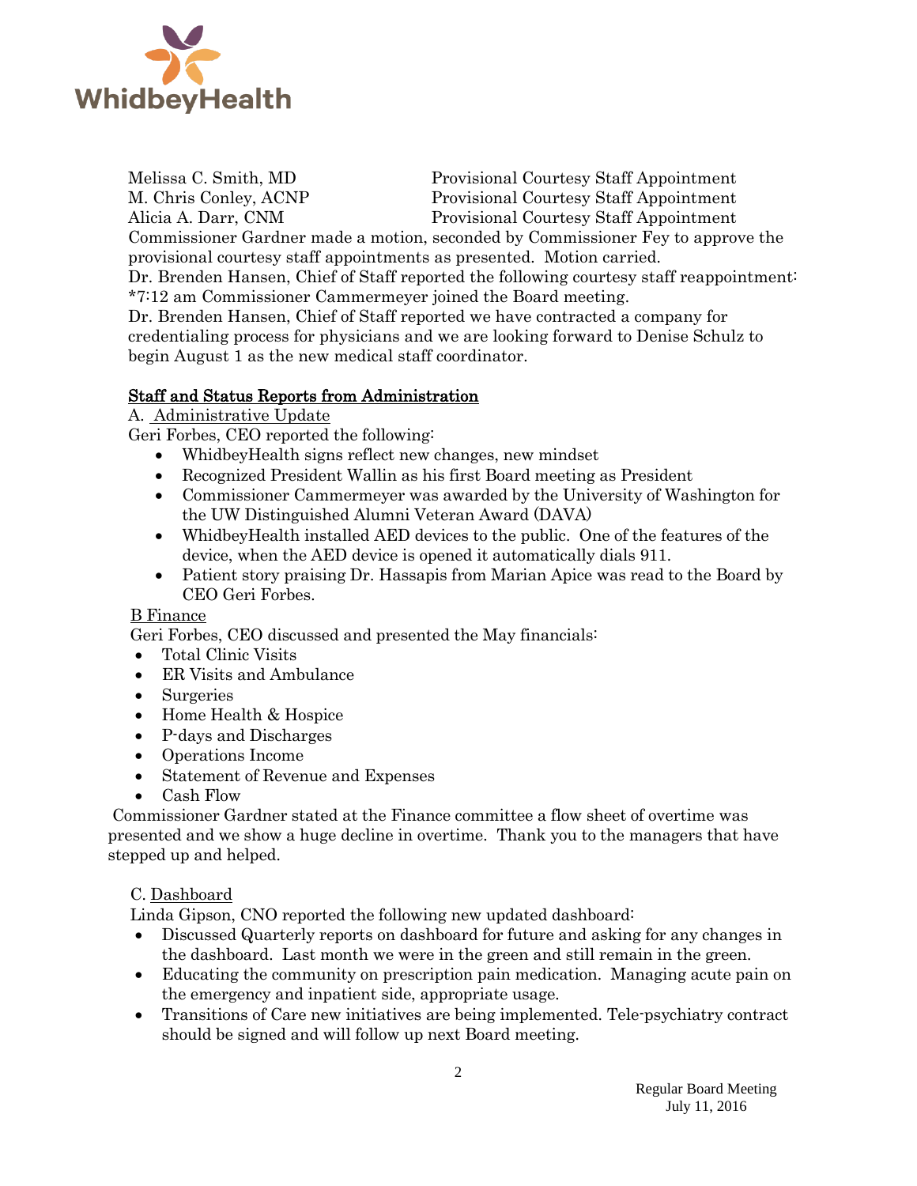| | |
|---|---|
| Melissa C. Smith, MD | Provisional Courtesy Staff Appointment |
| M. Chris Conley, ACNP | Provisional Courtesy Staff Appointment |
| Alicia A. Darr, CNM | Provisional Courtesy Staff Appointment |

Commissioner Gardner made a motion, seconded by Commissioner Fey to approve the provisional courtesy staff appointments as presented. Motion carried.

Dr. Brenden Hansen, Chief of Staff reported the following courtesy staff reappointment:

*7:12 am Commissioner Cammermeyer joined the Board meeting.

Dr. Brenden Hansen, Chief of Staff reported we have contracted a company for credentialing process for physicians and we are looking forward to Denise Schulz to begin August 1 as the new medical staff coordinator.

## Staff and Status Reports from Administration

A. Administrative Update

Geri Forbes, CEO reported the following:

- WhidbeyHealth signs reflect new changes, new mindset
- Recognized President Wallin as his first Board meeting as President
- Commissioner Cammermeyer was awarded by the University of Washington for the UW Distinguished Alumni Veteran Award (DAVA)
- WhidbeyHealth installed AED devices to the public. One of the features of the device, when the AED device is opened it automatically dials 911.
- Patient story praising Dr. Hassapis from Marian Apice was read to the Board by CEO Geri Forbes.

B Finance

Geri Forbes, CEO discussed and presented the May financials:

- Total Clinic Visits
- ER Visits and Ambulance
- Surgeries
- Home Health & Hospice
- P-days and Discharges
- Operations Income
- Statement of Revenue and Expenses
- Cash Flow

Commissioner Gardner stated at the Finance committee a flow sheet of overtime was presented and we show a huge decline in overtime. Thank you to the managers that have stepped up and helped.

C. Dashboard

Linda Gipson, CNO reported the following new updated dashboard:

- Discussed Quarterly reports on dashboard for future and asking for any changes in the dashboard. Last month we were in the green and still remain in the green.
- Educating the community on prescription pain medication. Managing acute pain on the emergency and inpatient side, appropriate usage.
- Transitions of Care new initiatives are being implemented. Tele-psychiatry contract should be signed and will follow up next Board meeting.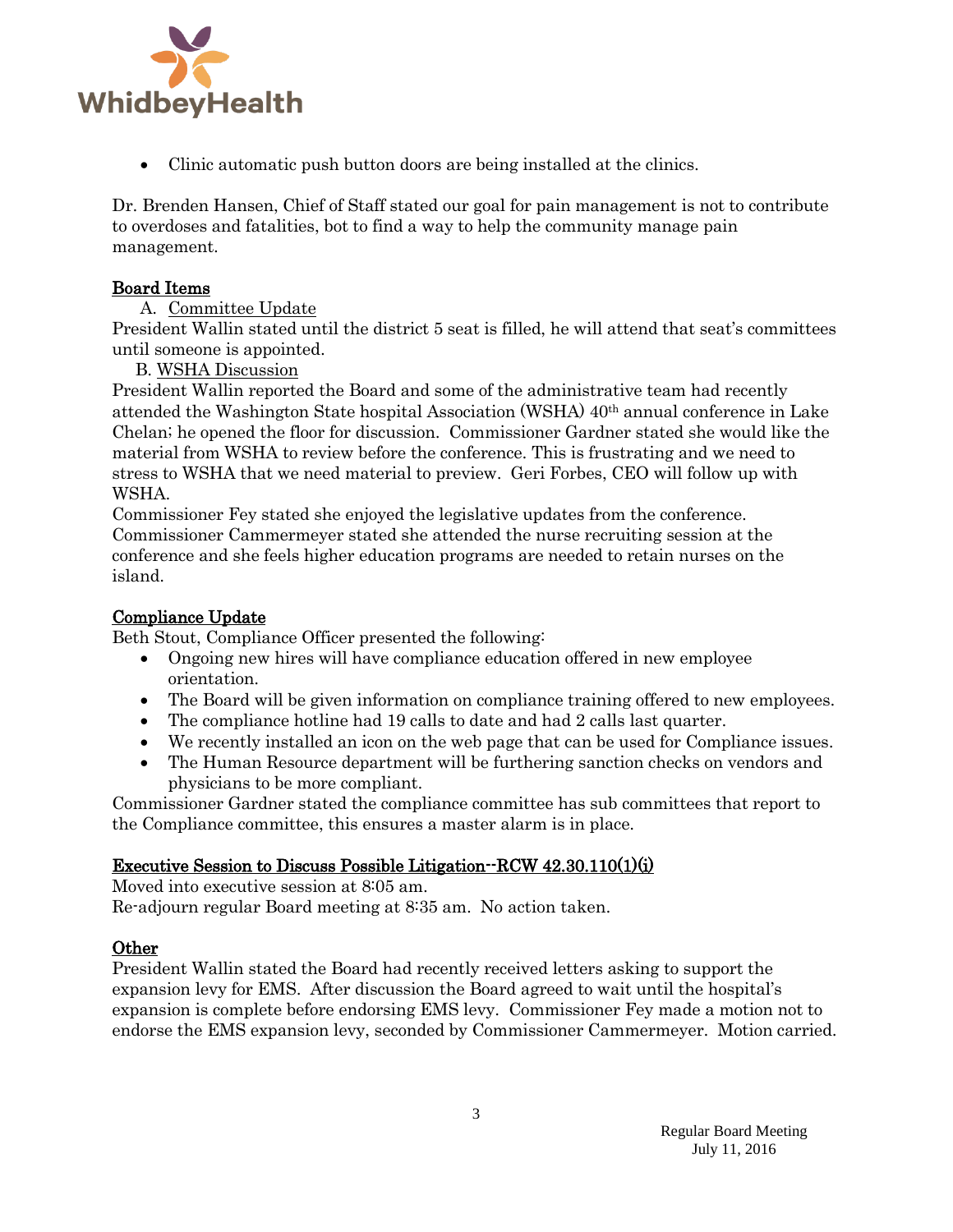- Clinic automatic push button doors are being installed at the clinics.

Dr. Brenden Hansen, Chief of Staff stated our goal for pain management is not to contribute to overdoses and fatalities, bot to find a way to help the community manage pain management.

## Board Items

A. Committee Update

President Wallin stated until the district 5 seat is filled, he will attend that seat's committees until someone is appointed.

B. WSHA Discussion

President Wallin reported the Board and some of the administrative team had recently attended the Washington State hospital Association (WSHA) 40th annual conference in Lake Chelan; he opened the floor for discussion. Commissioner Gardner stated she would like the material from WSHA to review before the conference. This is frustrating and we need to stress to WSHA that we need material to preview. Geri Forbes, CEO will follow up with WSHA.

Commissioner Fey stated she enjoyed the legislative updates from the conference.
Commissioner Cammermeyer stated she attended the nurse recruiting session at the conference and she feels higher education programs are needed to retain nurses on the island.

## Compliance Update

Beth Stout, Compliance Officer presented the following:

- Ongoing new hires will have compliance education offered in new employee orientation.
- The Board will be given information on compliance training offered to new employees.
- The compliance hotline had 19 calls to date and had 2 calls last quarter.
- We recently installed an icon on the web page that can be used for Compliance issues.
- The Human Resource department will be furthering sanction checks on vendors and physicians to be more compliant.

Commissioner Gardner stated the compliance committee has sub committees that report to the Compliance committee, this ensures a master alarm is in place.

## Executive Session to Discuss Possible Litigation--RCW 42.30.110(1)(i)

Moved into executive session at 8:05 am.
Re-adjourn regular Board meeting at 8:35 am. No action taken.

## Other

President Wallin stated the Board had recently received letters asking to support the expansion levy for EMS. After discussion the Board agreed to wait until the hospital's expansion is complete before endorsing EMS levy. Commissioner Fey made a motion not to endorse the EMS expansion levy, seconded by Commissioner Cammermeyer. Motion carried.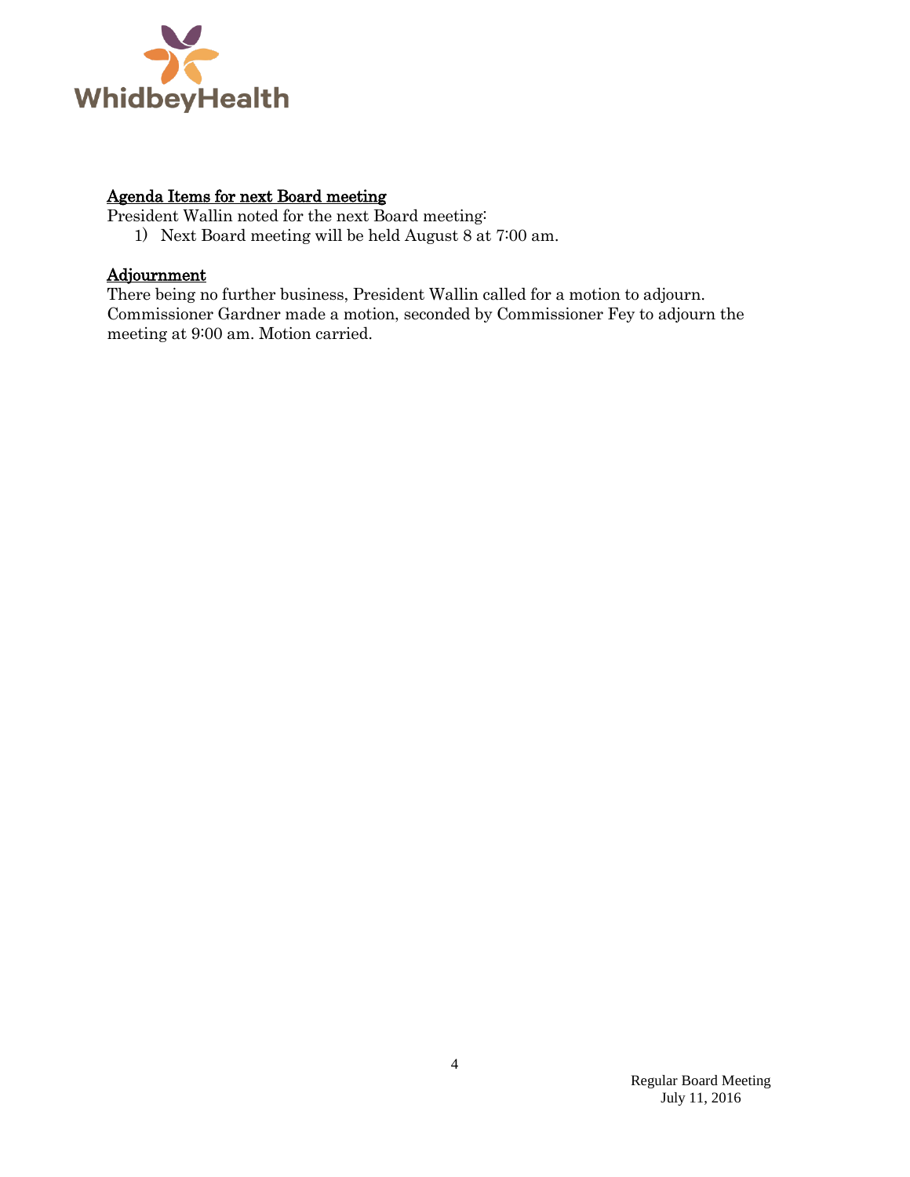## Agenda Items for next Board meeting

President Wallin noted for the next Board meeting:

1) Next Board meeting will be held August 8 at 7:00 am.

## Adjournment

There being no further business, President Wallin called for a motion to adjourn. Commissioner Gardner made a motion, seconded by Commissioner Fey to adjourn the meeting at 9:00 am. Motion carried.